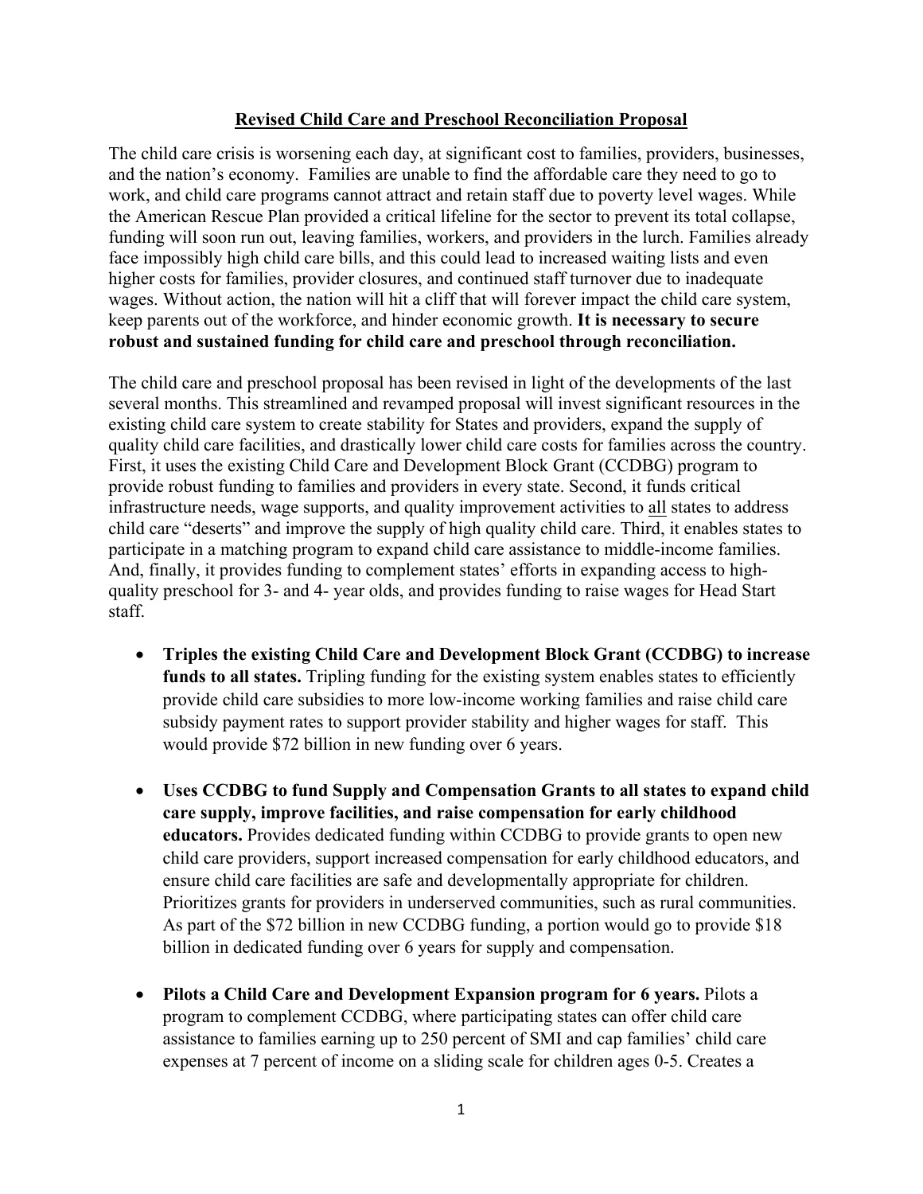# Revised Child Care and Preschool Reconciliation Proposal

The child care crisis is worsening each day, at significant cost to families, providers, businesses, and the nation's economy. Families are unable to find the affordable care they need to go to work, and child care programs cannot attract and retain staff due to poverty level wages. While the American Rescue Plan provided a critical lifeline for the sector to prevent its total collapse, funding will soon run out, leaving families, workers, and providers in the lurch. Families already face impossibly high child care bills, and this could lead to increased waiting lists and even higher costs for families, provider closures, and continued staff turnover due to inadequate wages. Without action, the nation will hit a cliff that will forever impact the child care system, keep parents out of the workforce, and hinder economic growth. **It is necessary to secure robust and sustained funding for child care and preschool through reconciliation.**

The child care and preschool proposal has been revised in light of the developments of the last several months. This streamlined and revamped proposal will invest significant resources in the existing child care system to create stability for States and providers, expand the supply of quality child care facilities, and drastically lower child care costs for families across the country. First, it uses the existing Child Care and Development Block Grant (CCDBG) program to provide robust funding to families and providers in every state. Second, it funds critical infrastructure needs, wage supports, and quality improvement activities to all states to address child care "deserts" and improve the supply of high quality child care. Third, it enables states to participate in a matching program to expand child care assistance to middle-income families. And, finally, it provides funding to complement states' efforts in expanding access to high-quality preschool for 3- and 4- year olds, and provides funding to raise wages for Head Start staff.

- **Triples the existing Child Care and Development Block Grant (CCDBG) to increase funds to all states.** Tripling funding for the existing system enables states to efficiently provide child care subsidies to more low-income working families and raise child care subsidy payment rates to support provider stability and higher wages for staff. This would provide $72 billion in new funding over 6 years.

- **Uses CCDBG to fund Supply and Compensation Grants to all states to expand child care supply, improve facilities, and raise compensation for early childhood educators.** Provides dedicated funding within CCDBG to provide grants to open new child care providers, support increased compensation for early childhood educators, and ensure child care facilities are safe and developmentally appropriate for children. Prioritizes grants for providers in underserved communities, such as rural communities. As part of the $72 billion in new CCDBG funding, a portion would go to provide $18 billion in dedicated funding over 6 years for supply and compensation.

- **Pilots a Child Care and Development Expansion program for 6 years.** Pilots a program to complement CCDBG, where participating states can offer child care assistance to families earning up to 250 percent of SMI and cap families' child care expenses at 7 percent of income on a sliding scale for children ages 0-5. Creates a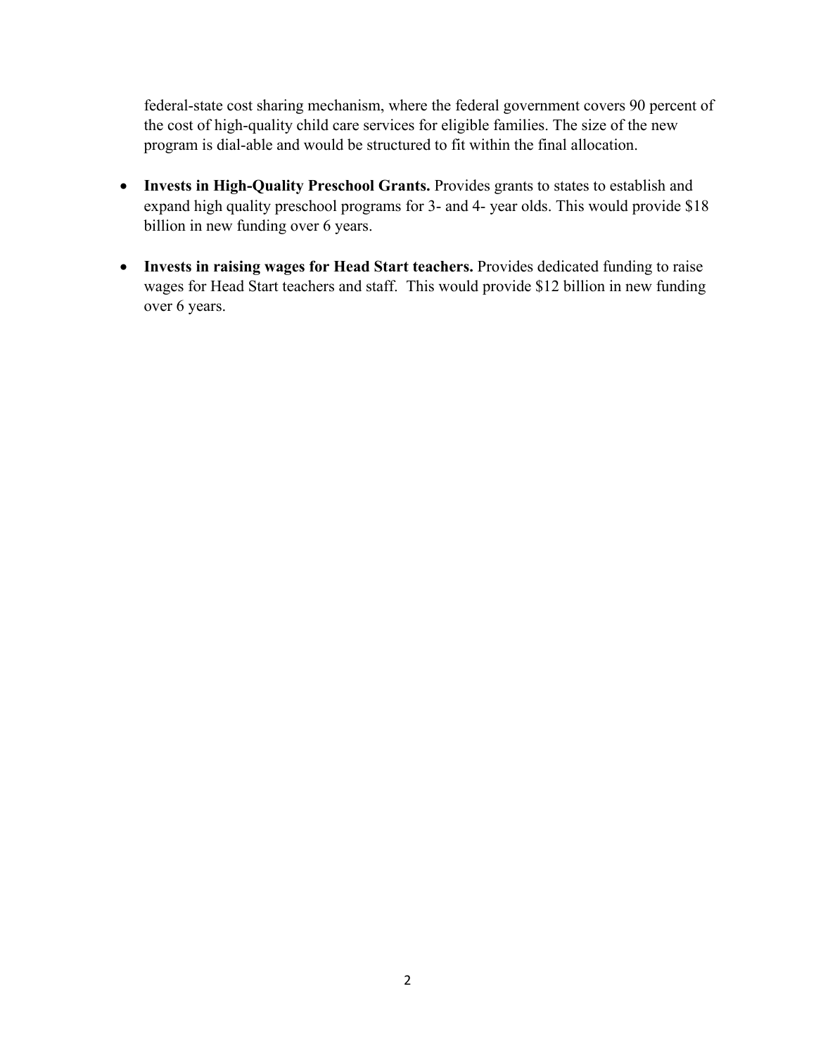federal-state cost sharing mechanism, where the federal government covers 90 percent of the cost of high-quality child care services for eligible families. The size of the new program is dial-able and would be structured to fit within the final allocation.

- **Invests in High-Quality Preschool Grants.** Provides grants to states to establish and expand high quality preschool programs for 3- and 4- year olds. This would provide $18 billion in new funding over 6 years.

- **Invests in raising wages for Head Start teachers.** Provides dedicated funding to raise wages for Head Start teachers and staff. This would provide $12 billion in new funding over 6 years.